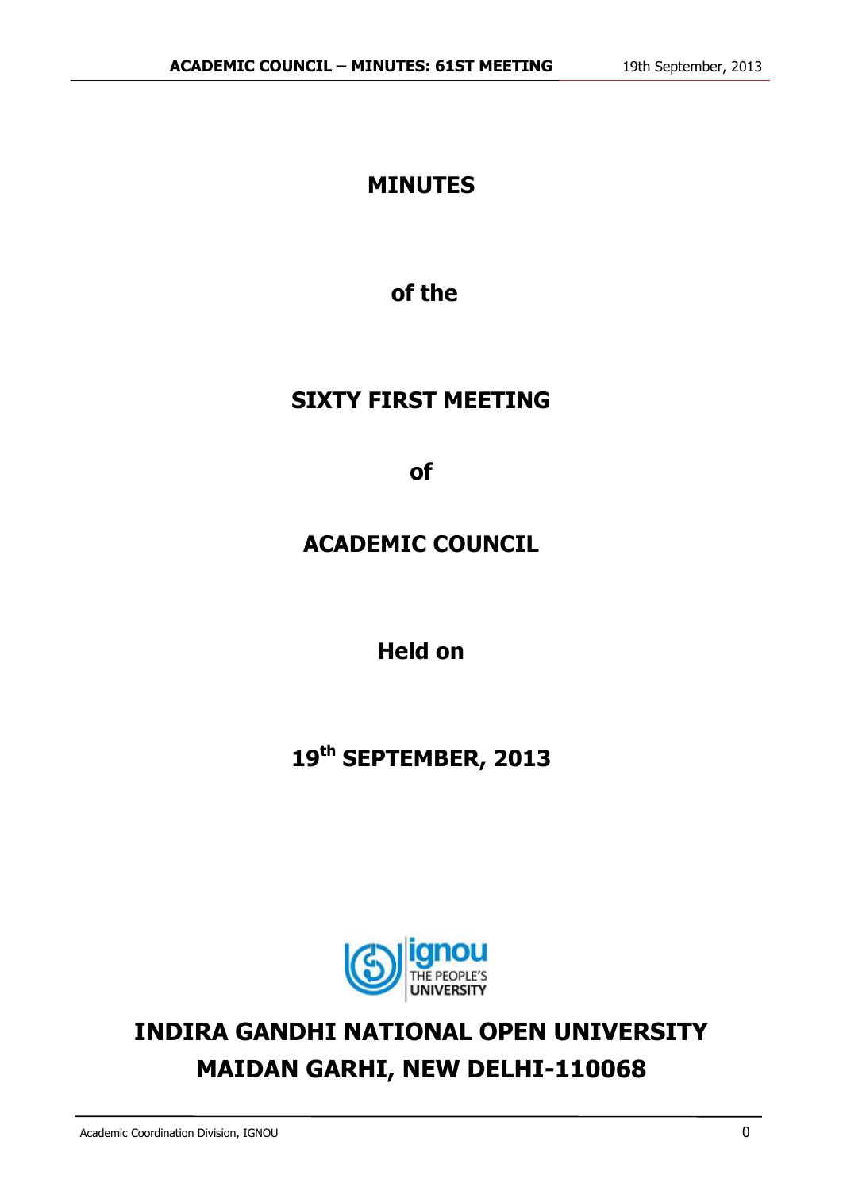# MINUTES

## of the

## SIXTY FIRST MEETING

## of

## ACADEMIC COUNCIL

## Held on

## 19th SEPTEMBER, 2013

ignou THE PEOPLE'S UNIVERSITY

# INDIRA GANDHI NATIONAL OPEN UNIVERSITY MAIDAN GARHI, NEW DELHI-110068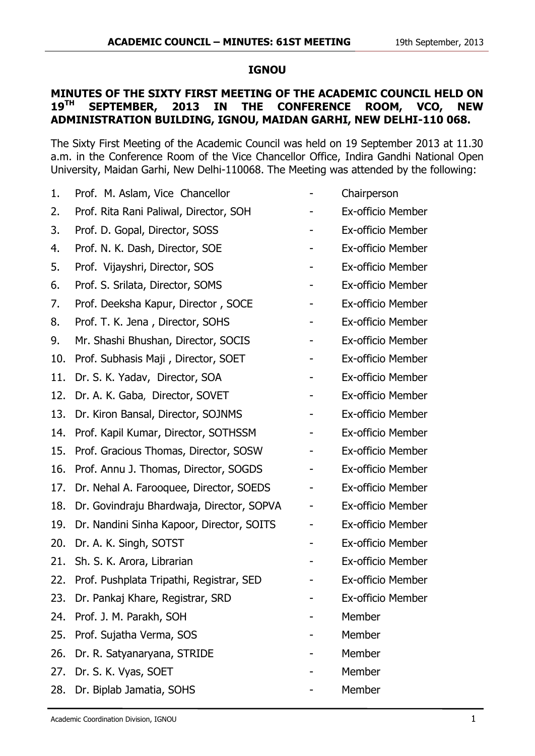**IGNOU**

**MINUTES OF THE SIXTY FIRST MEETING OF THE ACADEMIC COUNCIL HELD ON 19TH SEPTEMBER, 2013 IN THE CONFERENCE ROOM, VCO, NEW ADMINISTRATION BUILDING, IGNOU, MAIDAN GARHI, NEW DELHI-110 068.**

The Sixty First Meeting of the Academic Council was held on 19 September 2013 at 11.30 a.m. in the Conference Room of the Vice Chancellor Office, Indira Gandhi National Open University, Maidan Garhi, New Delhi-110068. The Meeting was attended by the following:

| | | | |
|---|---|---|---|
| 1. | Prof. M. Aslam, Vice Chancellor | - | Chairperson |
| 2. | Prof. Rita Rani Paliwal, Director, SOH | - | Ex-officio Member |
| 3. | Prof. D. Gopal, Director, SOSS | - | Ex-officio Member |
| 4. | Prof. N. K. Dash, Director, SOE | - | Ex-officio Member |
| 5. | Prof. Vijayshri, Director, SOS | - | Ex-officio Member |
| 6. | Prof. S. Srilata, Director, SOMS | - | Ex-officio Member |
| 7. | Prof. Deeksha Kapur, Director , SOCE | - | Ex-officio Member |
| 8. | Prof. T. K. Jena , Director, SOHS | - | Ex-officio Member |
| 9. | Mr. Shashi Bhushan, Director, SOCIS | - | Ex-officio Member |
| 10. | Prof. Subhasis Maji , Director, SOET | - | Ex-officio Member |
| 11. | Dr. S. K. Yadav, Director, SOA | - | Ex-officio Member |
| 12. | Dr. A. K. Gaba, Director, SOVET | - | Ex-officio Member |
| 13. | Dr. Kiron Bansal, Director, SOJNMS | - | Ex-officio Member |
| 14. | Prof. Kapil Kumar, Director, SOTHSSM | - | Ex-officio Member |
| 15. | Prof. Gracious Thomas, Director, SOSW | - | Ex-officio Member |
| 16. | Prof. Annu J. Thomas, Director, SOGDS | - | Ex-officio Member |
| 17. | Dr. Nehal A. Farooquee, Director, SOEDS | - | Ex-officio Member |
| 18. | Dr. Govindraju Bhardwaja, Director, SOPVA | - | Ex-officio Member |
| 19. | Dr. Nandini Sinha Kapoor, Director, SOITS | - | Ex-officio Member |
| 20. | Dr. A. K. Singh, SOTST | - | Ex-officio Member |
| 21. | Sh. S. K. Arora, Librarian | - | Ex-officio Member |
| 22. | Prof. Pushplata Tripathi, Registrar, SED | - | Ex-officio Member |
| 23. | Dr. Pankaj Khare, Registrar, SRD | - | Ex-officio Member |
| 24. | Prof. J. M. Parakh, SOH | - | Member |
| 25. | Prof. Sujatha Verma, SOS | - | Member |
| 26. | Dr. R. Satyanaryana, STRIDE | - | Member |
| 27. | Dr. S. K. Vyas, SOET | - | Member |
| 28. | Dr. Biplab Jamatia, SOHS | - | Member |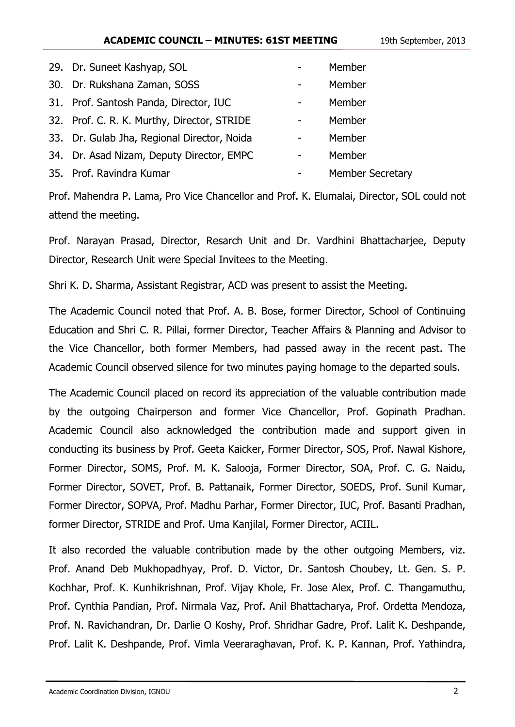29. Dr. Suneet Kashyap, SOL - Member
30. Dr. Rukshana Zaman, SOSS - Member
31. Prof. Santosh Panda, Director, IUC - Member
32. Prof. C. R. K. Murthy, Director, STRIDE - Member
33. Dr. Gulab Jha, Regional Director, Noida - Member
34. Dr. Asad Nizam, Deputy Director, EMPC - Member
35. Prof. Ravindra Kumar - Member Secretary

Prof. Mahendra P. Lama, Pro Vice Chancellor and Prof. K. Elumalai, Director, SOL could not attend the meeting.

Prof. Narayan Prasad, Director, Resarch Unit and Dr. Vardhini Bhattacharjee, Deputy Director, Research Unit were Special Invitees to the Meeting.

Shri K. D. Sharma, Assistant Registrar, ACD was present to assist the Meeting.

The Academic Council noted that Prof. A. B. Bose, former Director, School of Continuing Education and Shri C. R. Pillai, former Director, Teacher Affairs & Planning and Advisor to the Vice Chancellor, both former Members, had passed away in the recent past. The Academic Council observed silence for two minutes paying homage to the departed souls.

The Academic Council placed on record its appreciation of the valuable contribution made by the outgoing Chairperson and former Vice Chancellor, Prof. Gopinath Pradhan. Academic Council also acknowledged the contribution made and support given in conducting its business by Prof. Geeta Kaicker, Former Director, SOS, Prof. Nawal Kishore, Former Director, SOMS, Prof. M. K. Salooja, Former Director, SOA, Prof. C. G. Naidu, Former Director, SOVET, Prof. B. Pattanaik, Former Director, SOEDS, Prof. Sunil Kumar, Former Director, SOPVA, Prof. Madhu Parhar, Former Director, IUC, Prof. Basanti Pradhan, former Director, STRIDE and Prof. Uma Kanjilal, Former Director, ACIIL.

It also recorded the valuable contribution made by the other outgoing Members, viz. Prof. Anand Deb Mukhopadhyay, Prof. D. Victor, Dr. Santosh Choubey, Lt. Gen. S. P. Kochhar, Prof. K. Kunhikrishnan, Prof. Vijay Khole, Fr. Jose Alex, Prof. C. Thangamuthu, Prof. Cynthia Pandian, Prof. Nirmala Vaz, Prof. Anil Bhattacharya, Prof. Ordetta Mendoza, Prof. N. Ravichandran, Dr. Darlie O Koshy, Prof. Shridhar Gadre, Prof. Lalit K. Deshpande, Prof. Lalit K. Deshpande, Prof. Vimla Veeraraghavan, Prof. K. P. Kannan, Prof. Yathindra,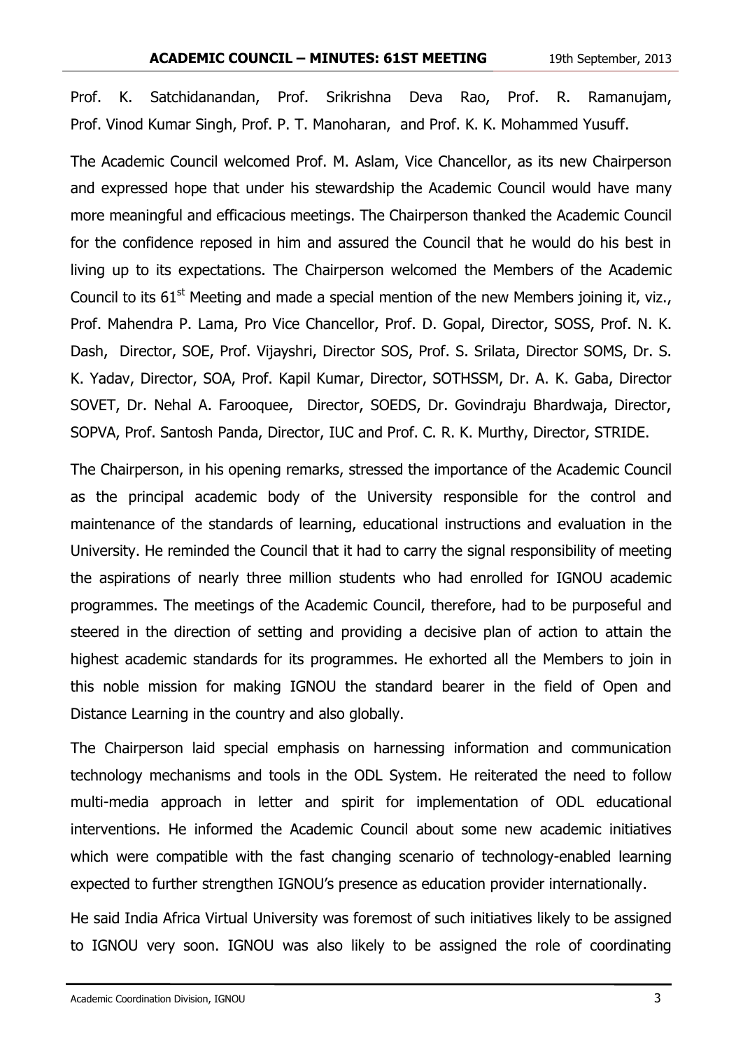Prof. K. Satchidanandan, Prof. Srikrishna Deva Rao, Prof. R. Ramanujam, Prof. Vinod Kumar Singh, Prof. P. T. Manoharan, and Prof. K. K. Mohammed Yusuff.

The Academic Council welcomed Prof. M. Aslam, Vice Chancellor, as its new Chairperson and expressed hope that under his stewardship the Academic Council would have many more meaningful and efficacious meetings. The Chairperson thanked the Academic Council for the confidence reposed in him and assured the Council that he would do his best in living up to its expectations. The Chairperson welcomed the Members of the Academic Council to its 61st Meeting and made a special mention of the new Members joining it, viz., Prof. Mahendra P. Lama, Pro Vice Chancellor, Prof. D. Gopal, Director, SOSS, Prof. N. K. Dash, Director, SOE, Prof. Vijayshri, Director SOS, Prof. S. Srilata, Director SOMS, Dr. S. K. Yadav, Director, SOA, Prof. Kapil Kumar, Director, SOTHSSM, Dr. A. K. Gaba, Director SOVET, Dr. Nehal A. Farooquee, Director, SOEDS, Dr. Govindraju Bhardwaja, Director, SOPVA, Prof. Santosh Panda, Director, IUC and Prof. C. R. K. Murthy, Director, STRIDE.

The Chairperson, in his opening remarks, stressed the importance of the Academic Council as the principal academic body of the University responsible for the control and maintenance of the standards of learning, educational instructions and evaluation in the University. He reminded the Council that it had to carry the signal responsibility of meeting the aspirations of nearly three million students who had enrolled for IGNOU academic programmes. The meetings of the Academic Council, therefore, had to be purposeful and steered in the direction of setting and providing a decisive plan of action to attain the highest academic standards for its programmes. He exhorted all the Members to join in this noble mission for making IGNOU the standard bearer in the field of Open and Distance Learning in the country and also globally.

The Chairperson laid special emphasis on harnessing information and communication technology mechanisms and tools in the ODL System. He reiterated the need to follow multi-media approach in letter and spirit for implementation of ODL educational interventions. He informed the Academic Council about some new academic initiatives which were compatible with the fast changing scenario of technology-enabled learning expected to further strengthen IGNOU's presence as education provider internationally.

He said India Africa Virtual University was foremost of such initiatives likely to be assigned to IGNOU very soon. IGNOU was also likely to be assigned the role of coordinating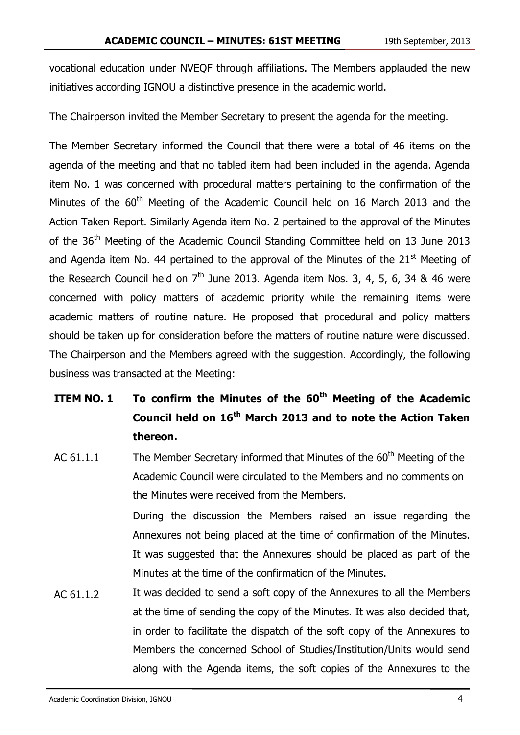vocational education under NVEQF through affiliations. The Members applauded the new initiatives according IGNOU a distinctive presence in the academic world.

The Chairperson invited the Member Secretary to present the agenda for the meeting.

The Member Secretary informed the Council that there were a total of 46 items on the agenda of the meeting and that no tabled item had been included in the agenda. Agenda item No. 1 was concerned with procedural matters pertaining to the confirmation of the Minutes of the 60th Meeting of the Academic Council held on 16 March 2013 and the Action Taken Report. Similarly Agenda item No. 2 pertained to the approval of the Minutes of the 36th Meeting of the Academic Council Standing Committee held on 13 June 2013 and Agenda item No. 44 pertained to the approval of the Minutes of the 21st Meeting of the Research Council held on 7th June 2013. Agenda item Nos. 3, 4, 5, 6, 34 & 46 were concerned with policy matters of academic priority while the remaining items were academic matters of routine nature. He proposed that procedural and policy matters should be taken up for consideration before the matters of routine nature were discussed. The Chairperson and the Members agreed with the suggestion. Accordingly, the following business was transacted at the Meeting:

**ITEM NO. 1 To confirm the Minutes of the 60th Meeting of the Academic Council held on 16th March 2013 and to note the Action Taken thereon.**

AC 61.1.1 The Member Secretary informed that Minutes of the 60th Meeting of the Academic Council were circulated to the Members and no comments on the Minutes were received from the Members.

During the discussion the Members raised an issue regarding the Annexures not being placed at the time of confirmation of the Minutes. It was suggested that the Annexures should be placed as part of the Minutes at the time of the confirmation of the Minutes.

AC 61.1.2 It was decided to send a soft copy of the Annexures to all the Members at the time of sending the copy of the Minutes. It was also decided that, in order to facilitate the dispatch of the soft copy of the Annexures to Members the concerned School of Studies/Institution/Units would send along with the Agenda items, the soft copies of the Annexures to the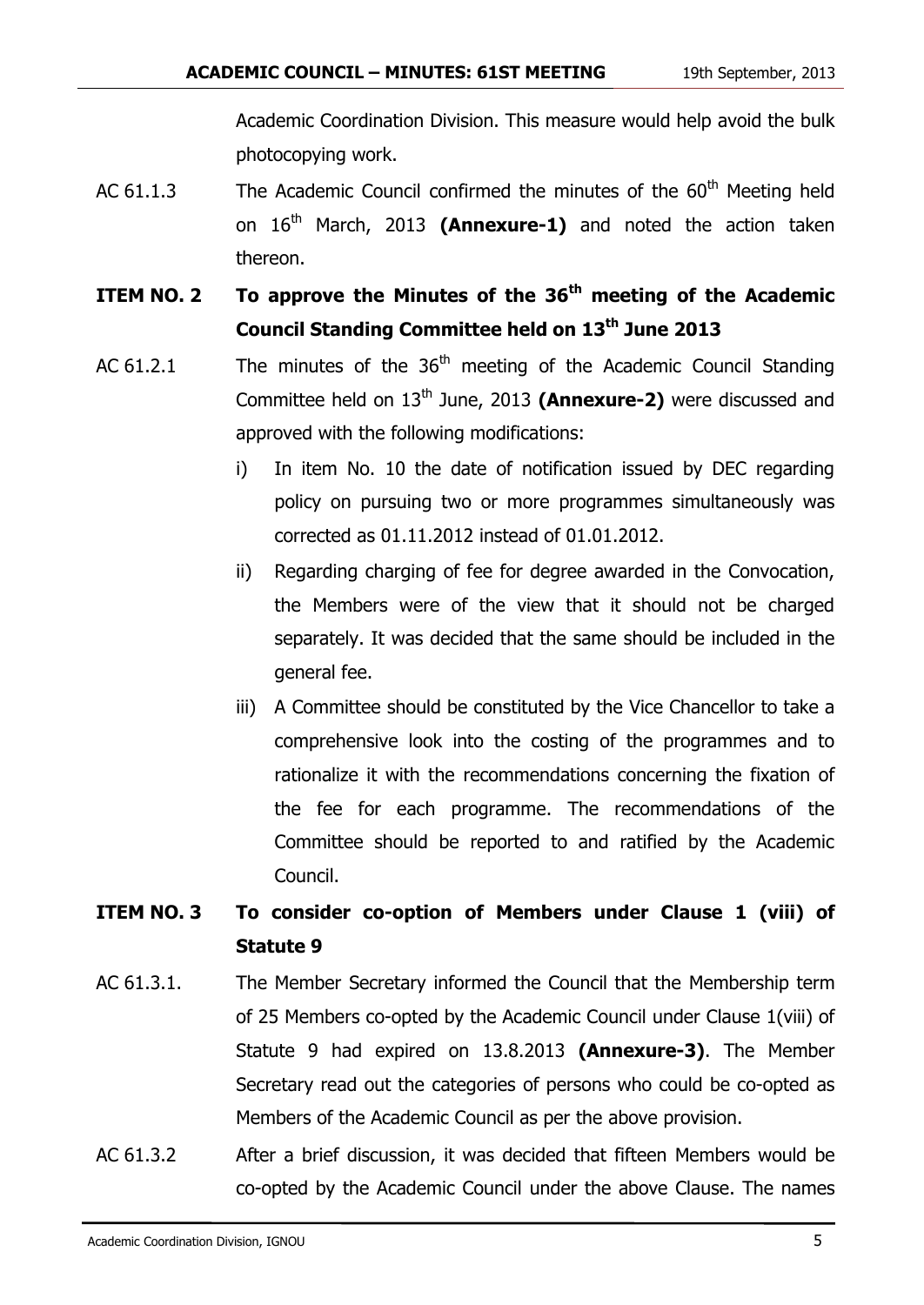Academic Coordination Division. This measure would help avoid the bulk photocopying work.

AC 61.1.3 The Academic Council confirmed the minutes of the 60th Meeting held on 16th March, 2013 **(Annexure-1)** and noted the action taken thereon.

## ITEM NO. 2 To approve the Minutes of the 36th meeting of the Academic Council Standing Committee held on 13th June 2013

AC 61.2.1 The minutes of the 36th meeting of the Academic Council Standing Committee held on 13th June, 2013 **(Annexure-2)** were discussed and approved with the following modifications:

i) In item No. 10 the date of notification issued by DEC regarding policy on pursuing two or more programmes simultaneously was corrected as 01.11.2012 instead of 01.01.2012.

ii) Regarding charging of fee for degree awarded in the Convocation, the Members were of the view that it should not be charged separately. It was decided that the same should be included in the general fee.

iii) A Committee should be constituted by the Vice Chancellor to take a comprehensive look into the costing of the programmes and to rationalize it with the recommendations concerning the fixation of the fee for each programme. The recommendations of the Committee should be reported to and ratified by the Academic Council.

## ITEM NO. 3 To consider co-option of Members under Clause 1 (viii) of Statute 9

AC 61.3.1. The Member Secretary informed the Council that the Membership term of 25 Members co-opted by the Academic Council under Clause 1(viii) of Statute 9 had expired on 13.8.2013 **(Annexure-3)**. The Member Secretary read out the categories of persons who could be co-opted as Members of the Academic Council as per the above provision.

AC 61.3.2 After a brief discussion, it was decided that fifteen Members would be co-opted by the Academic Council under the above Clause. The names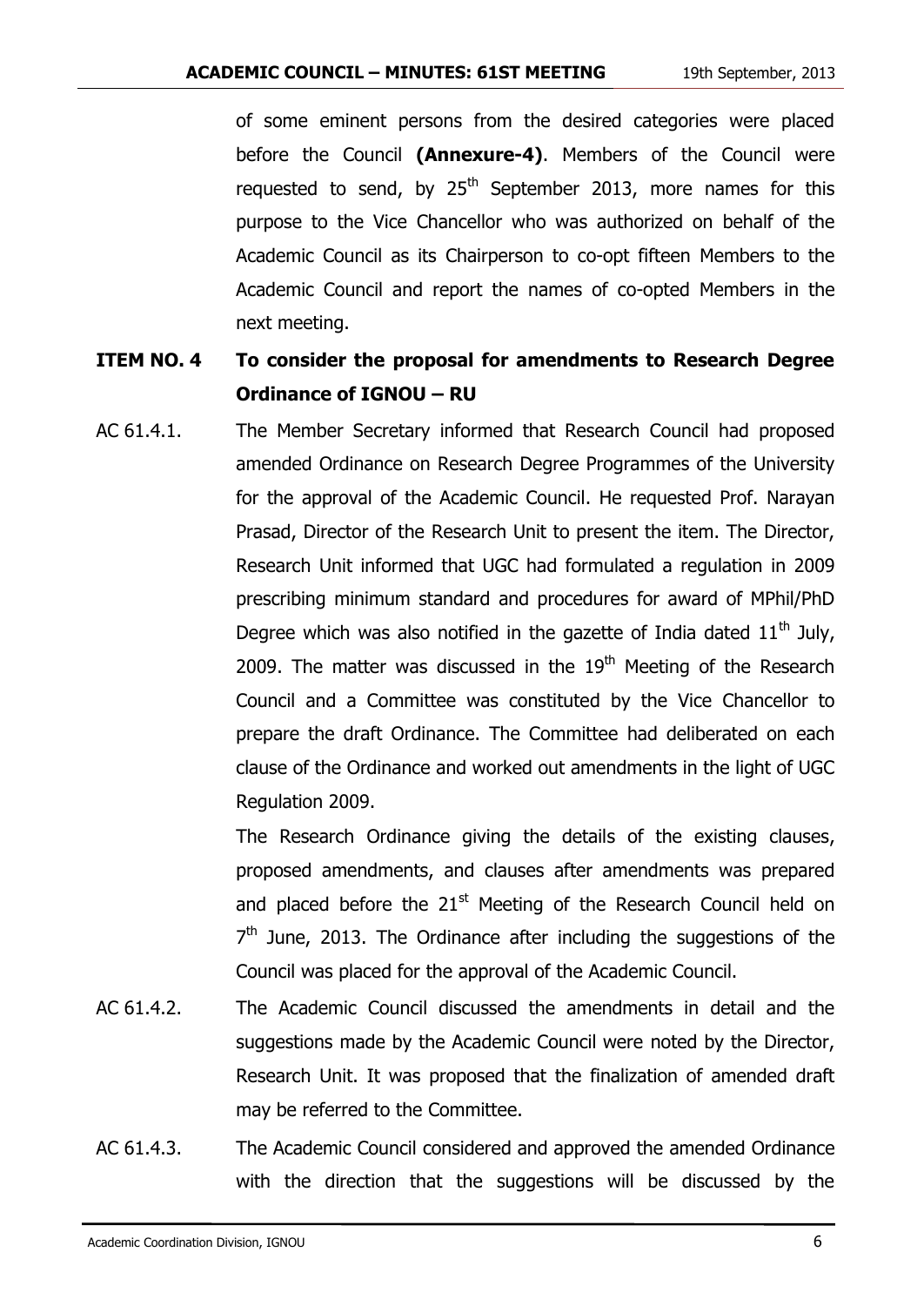of some eminent persons from the desired categories were placed before the Council **(Annexure-4)**. Members of the Council were requested to send, by 25th September 2013, more names for this purpose to the Vice Chancellor who was authorized on behalf of the Academic Council as its Chairperson to co-opt fifteen Members to the Academic Council and report the names of co-opted Members in the next meeting.

**ITEM NO. 4 To consider the proposal for amendments to Research Degree Ordinance of IGNOU – RU**

AC 61.4.1. The Member Secretary informed that Research Council had proposed amended Ordinance on Research Degree Programmes of the University for the approval of the Academic Council. He requested Prof. Narayan Prasad, Director of the Research Unit to present the item. The Director, Research Unit informed that UGC had formulated a regulation in 2009 prescribing minimum standard and procedures for award of MPhil/PhD Degree which was also notified in the gazette of India dated 11th July, 2009. The matter was discussed in the 19th Meeting of the Research Council and a Committee was constituted by the Vice Chancellor to prepare the draft Ordinance. The Committee had deliberated on each clause of the Ordinance and worked out amendments in the light of UGC Regulation 2009.

The Research Ordinance giving the details of the existing clauses, proposed amendments, and clauses after amendments was prepared and placed before the 21st Meeting of the Research Council held on 7th June, 2013. The Ordinance after including the suggestions of the Council was placed for the approval of the Academic Council.

AC 61.4.2. The Academic Council discussed the amendments in detail and the suggestions made by the Academic Council were noted by the Director, Research Unit. It was proposed that the finalization of amended draft may be referred to the Committee.

AC 61.4.3. The Academic Council considered and approved the amended Ordinance with the direction that the suggestions will be discussed by the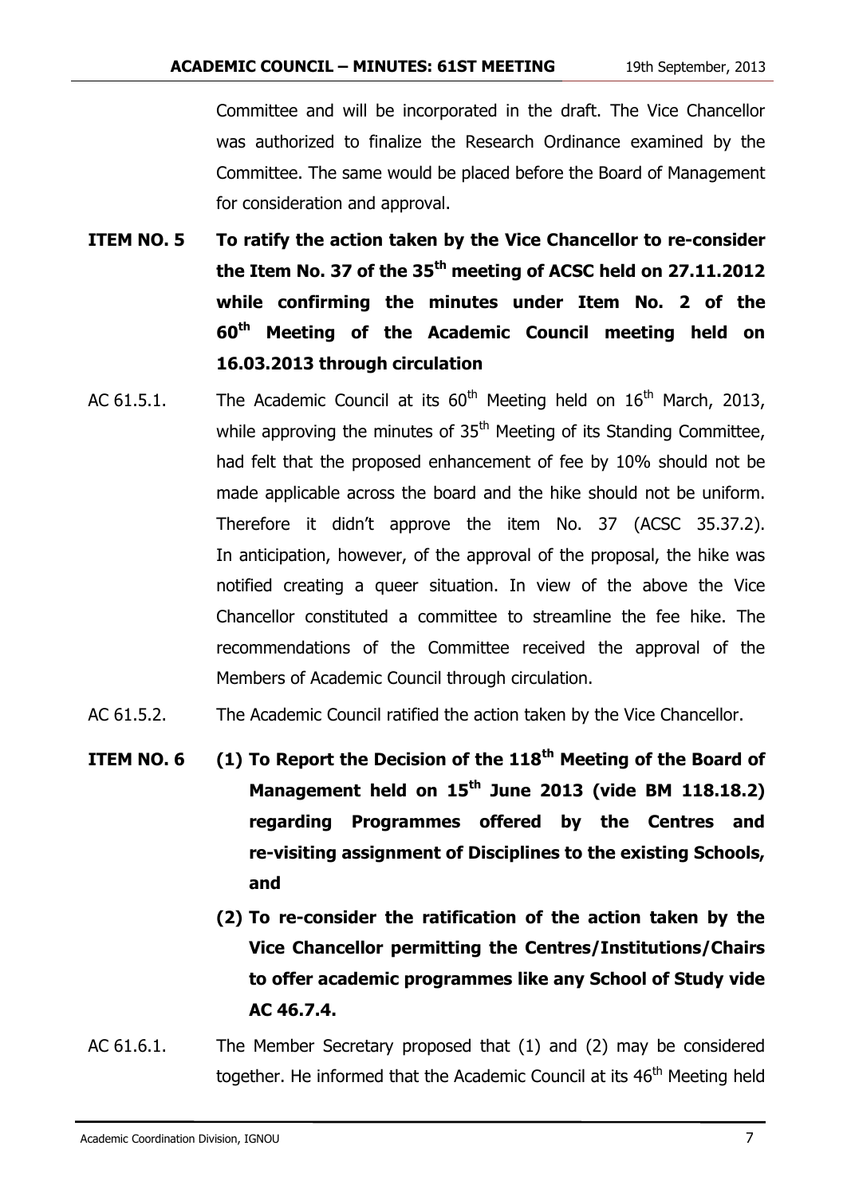Committee and will be incorporated in the draft. The Vice Chancellor was authorized to finalize the Research Ordinance examined by the Committee. The same would be placed before the Board of Management for consideration and approval.

**ITEM NO. 5 To ratify the action taken by the Vice Chancellor to re-consider the Item No. 37 of the 35th meeting of ACSC held on 27.11.2012 while confirming the minutes under Item No. 2 of the 60th Meeting of the Academic Council meeting held on 16.03.2013 through circulation**

AC 61.5.1. The Academic Council at its 60th Meeting held on 16th March, 2013, while approving the minutes of 35th Meeting of its Standing Committee, had felt that the proposed enhancement of fee by 10% should not be made applicable across the board and the hike should not be uniform. Therefore it didn't approve the item No. 37 (ACSC 35.37.2). In anticipation, however, of the approval of the proposal, the hike was notified creating a queer situation. In view of the above the Vice Chancellor constituted a committee to streamline the fee hike. The recommendations of the Committee received the approval of the Members of Academic Council through circulation.

AC 61.5.2. The Academic Council ratified the action taken by the Vice Chancellor.

**ITEM NO. 6**

**(1) To Report the Decision of the 118th Meeting of the Board of Management held on 15th June 2013 (vide BM 118.18.2) regarding Programmes offered by the Centres and re-visiting assignment of Disciplines to the existing Schools, and**

**(2) To re-consider the ratification of the action taken by the Vice Chancellor permitting the Centres/Institutions/Chairs to offer academic programmes like any School of Study vide AC 46.7.4.**

AC 61.6.1. The Member Secretary proposed that (1) and (2) may be considered together. He informed that the Academic Council at its 46th Meeting held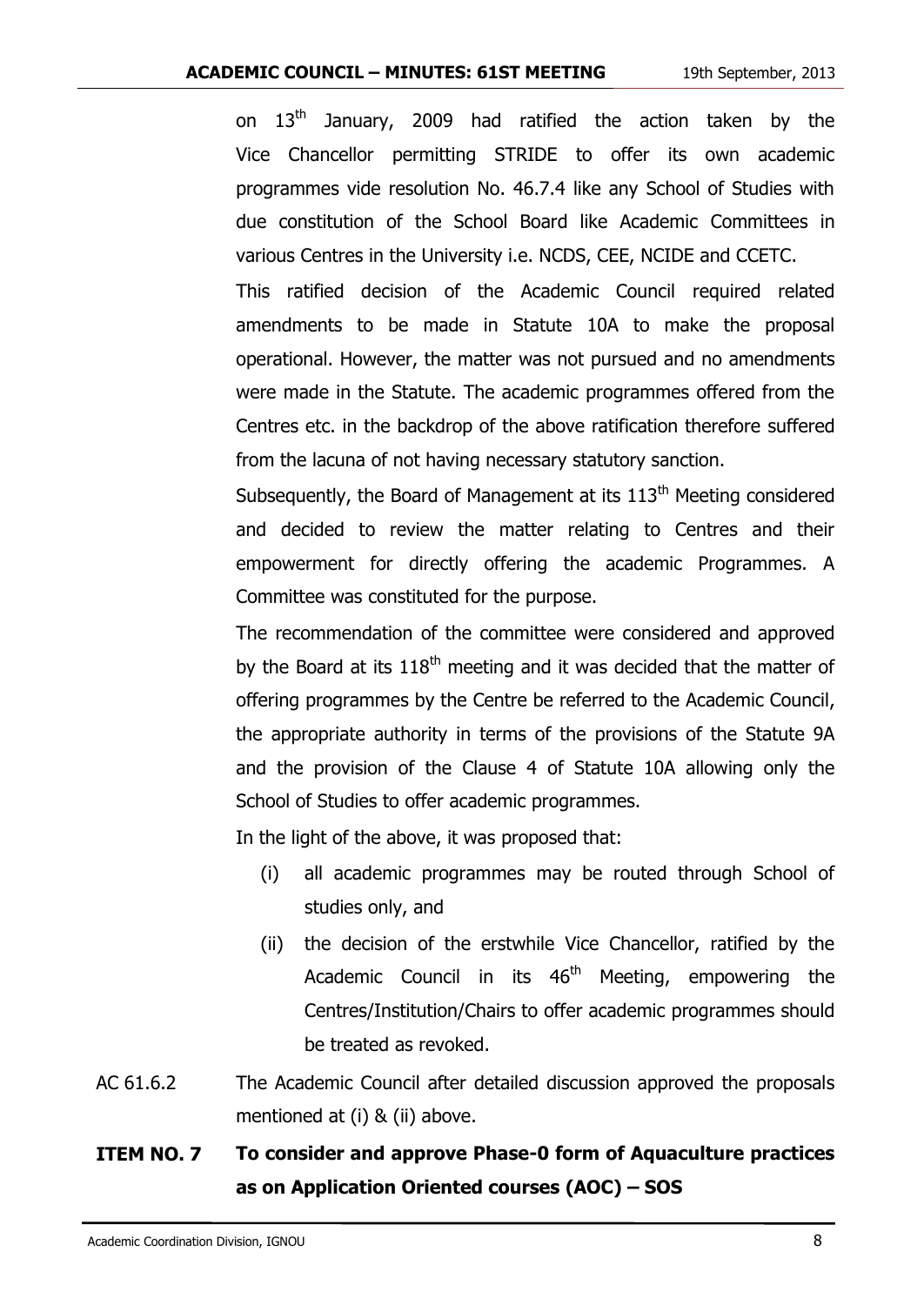on 13th January, 2009 had ratified the action taken by the Vice Chancellor permitting STRIDE to offer its own academic programmes vide resolution No. 46.7.4 like any School of Studies with due constitution of the School Board like Academic Committees in various Centres in the University i.e. NCDS, CEE, NCIDE and CCETC.

This ratified decision of the Academic Council required related amendments to be made in Statute 10A to make the proposal operational. However, the matter was not pursued and no amendments were made in the Statute. The academic programmes offered from the Centres etc. in the backdrop of the above ratification therefore suffered from the lacuna of not having necessary statutory sanction.

Subsequently, the Board of Management at its 113th Meeting considered and decided to review the matter relating to Centres and their empowerment for directly offering the academic Programmes. A Committee was constituted for the purpose.

The recommendation of the committee were considered and approved by the Board at its 118th meeting and it was decided that the matter of offering programmes by the Centre be referred to the Academic Council, the appropriate authority in terms of the provisions of the Statute 9A and the provision of the Clause 4 of Statute 10A allowing only the School of Studies to offer academic programmes.

In the light of the above, it was proposed that:

(i) all academic programmes may be routed through School of studies only, and

(ii) the decision of the erstwhile Vice Chancellor, ratified by the Academic Council in its 46th Meeting, empowering the Centres/Institution/Chairs to offer academic programmes should be treated as revoked.

AC 61.6.2 The Academic Council after detailed discussion approved the proposals mentioned at (i) & (ii) above.

**ITEM NO. 7 To consider and approve Phase-0 form of Aquaculture practices as on Application Oriented courses (AOC) – SOS**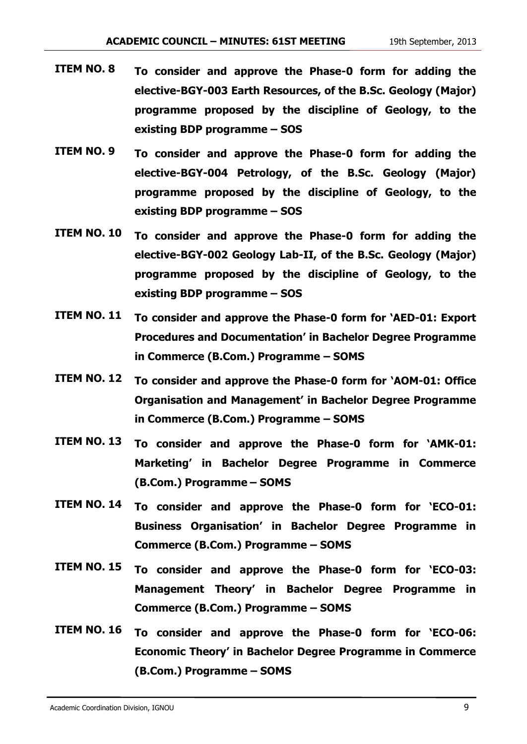**ITEM NO. 8** **To consider and approve the Phase-0 form for adding the elective-BGY-003 Earth Resources, of the B.Sc. Geology (Major) programme proposed by the discipline of Geology, to the existing BDP programme – SOS**

**ITEM NO. 9** **To consider and approve the Phase-0 form for adding the elective-BGY-004 Petrology, of the B.Sc. Geology (Major) programme proposed by the discipline of Geology, to the existing BDP programme – SOS**

**ITEM NO. 10** **To consider and approve the Phase-0 form for adding the elective-BGY-002 Geology Lab-II, of the B.Sc. Geology (Major) programme proposed by the discipline of Geology, to the existing BDP programme – SOS**

**ITEM NO. 11** **To consider and approve the Phase-0 form for 'AED-01: Export Procedures and Documentation' in Bachelor Degree Programme in Commerce (B.Com.) Programme – SOMS**

**ITEM NO. 12** **To consider and approve the Phase-0 form for 'AOM-01: Office Organisation and Management' in Bachelor Degree Programme in Commerce (B.Com.) Programme – SOMS**

**ITEM NO. 13** **To consider and approve the Phase-0 form for 'AMK-01: Marketing' in Bachelor Degree Programme in Commerce (B.Com.) Programme – SOMS**

**ITEM NO. 14** **To consider and approve the Phase-0 form for 'ECO-01: Business Organisation' in Bachelor Degree Programme in Commerce (B.Com.) Programme – SOMS**

**ITEM NO. 15** **To consider and approve the Phase-0 form for 'ECO-03: Management Theory' in Bachelor Degree Programme in Commerce (B.Com.) Programme – SOMS**

**ITEM NO. 16** **To consider and approve the Phase-0 form for 'ECO-06: Economic Theory' in Bachelor Degree Programme in Commerce (B.Com.) Programme – SOMS**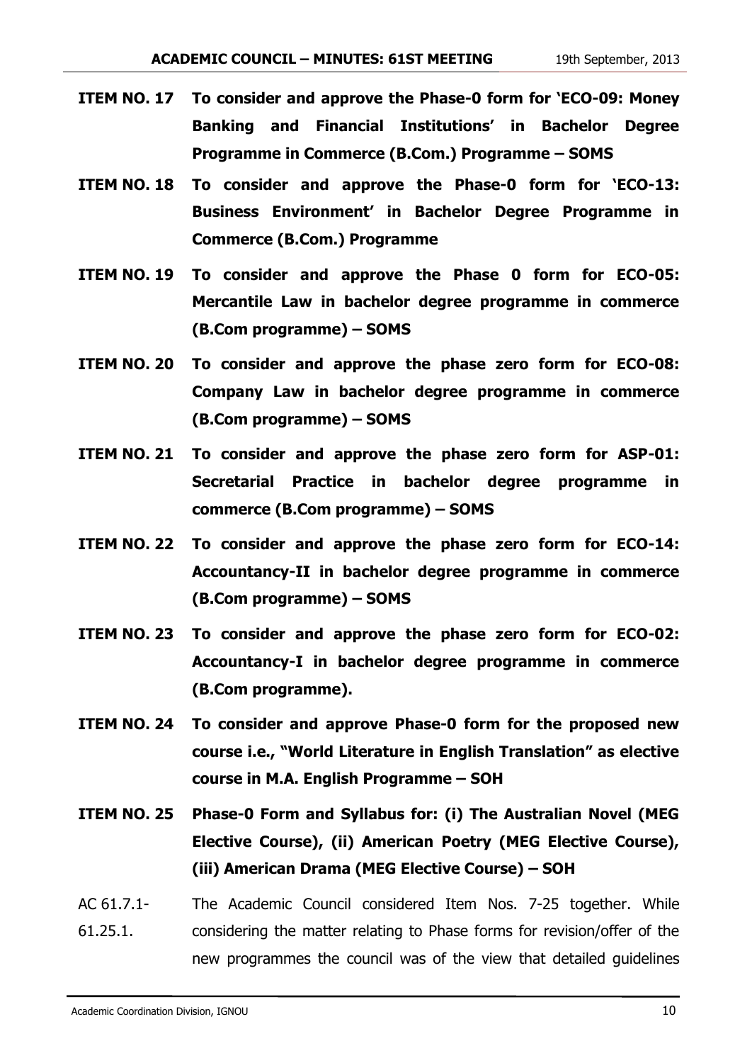**ITEM NO. 17** **To consider and approve the Phase-0 form for 'ECO-09: Money Banking and Financial Institutions' in Bachelor Degree Programme in Commerce (B.Com.) Programme – SOMS**

**ITEM NO. 18** **To consider and approve the Phase-0 form for 'ECO-13: Business Environment' in Bachelor Degree Programme in Commerce (B.Com.) Programme**

**ITEM NO. 19** **To consider and approve the Phase 0 form for ECO-05: Mercantile Law in bachelor degree programme in commerce (B.Com programme) – SOMS**

**ITEM NO. 20** **To consider and approve the phase zero form for ECO-08: Company Law in bachelor degree programme in commerce (B.Com programme) – SOMS**

**ITEM NO. 21** **To consider and approve the phase zero form for ASP-01: Secretarial Practice in bachelor degree programme in commerce (B.Com programme) – SOMS**

**ITEM NO. 22** **To consider and approve the phase zero form for ECO-14: Accountancy-II in bachelor degree programme in commerce (B.Com programme) – SOMS**

**ITEM NO. 23** **To consider and approve the phase zero form for ECO-02: Accountancy-I in bachelor degree programme in commerce (B.Com programme).**

**ITEM NO. 24** **To consider and approve Phase-0 form for the proposed new course i.e., "World Literature in English Translation" as elective course in M.A. English Programme – SOH**

**ITEM NO. 25** **Phase-0 Form and Syllabus for: (i) The Australian Novel (MEG Elective Course), (ii) American Poetry (MEG Elective Course), (iii) American Drama (MEG Elective Course) – SOH**

AC 61.7.1-61.25.1. The Academic Council considered Item Nos. 7-25 together. While considering the matter relating to Phase forms for revision/offer of the new programmes the council was of the view that detailed guidelines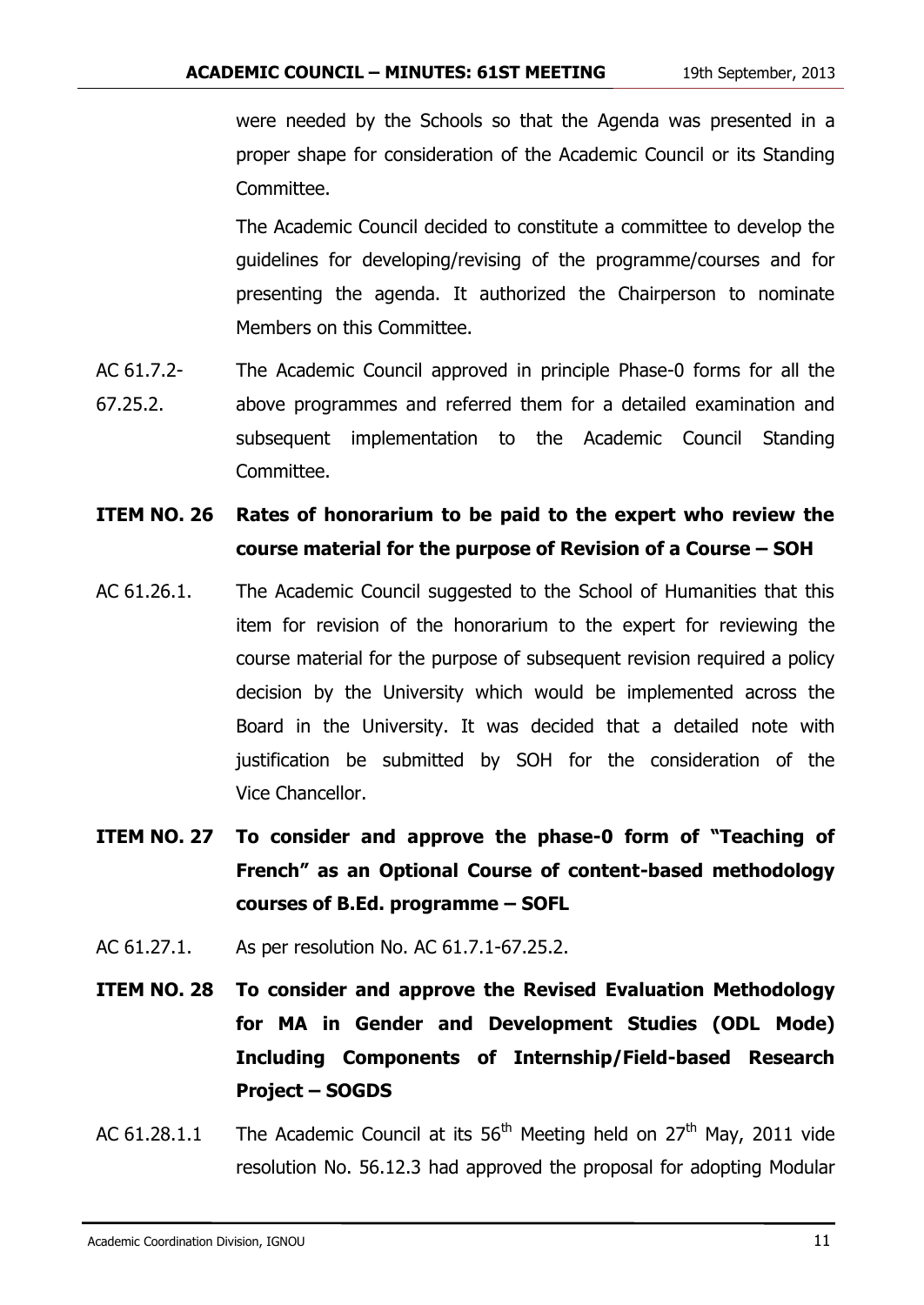were needed by the Schools so that the Agenda was presented in a proper shape for consideration of the Academic Council or its Standing Committee.

The Academic Council decided to constitute a committee to develop the guidelines for developing/revising of the programme/courses and for presenting the agenda. It authorized the Chairperson to nominate Members on this Committee.

AC 61.7.2-67.25.2. The Academic Council approved in principle Phase-0 forms for all the above programmes and referred them for a detailed examination and subsequent implementation to the Academic Council Standing Committee.

**ITEM NO. 26 Rates of honorarium to be paid to the expert who review the course material for the purpose of Revision of a Course – SOH**

AC 61.26.1. The Academic Council suggested to the School of Humanities that this item for revision of the honorarium to the expert for reviewing the course material for the purpose of subsequent revision required a policy decision by the University which would be implemented across the Board in the University. It was decided that a detailed note with justification be submitted by SOH for the consideration of the Vice Chancellor.

**ITEM NO. 27 To consider and approve the phase-0 form of "Teaching of French" as an Optional Course of content-based methodology courses of B.Ed. programme – SOFL**

AC 61.27.1. As per resolution No. AC 61.7.1-67.25.2.

**ITEM NO. 28 To consider and approve the Revised Evaluation Methodology for MA in Gender and Development Studies (ODL Mode) Including Components of Internship/Field-based Research Project – SOGDS**

AC 61.28.1.1 The Academic Council at its 56th Meeting held on 27th May, 2011 vide resolution No. 56.12.3 had approved the proposal for adopting Modular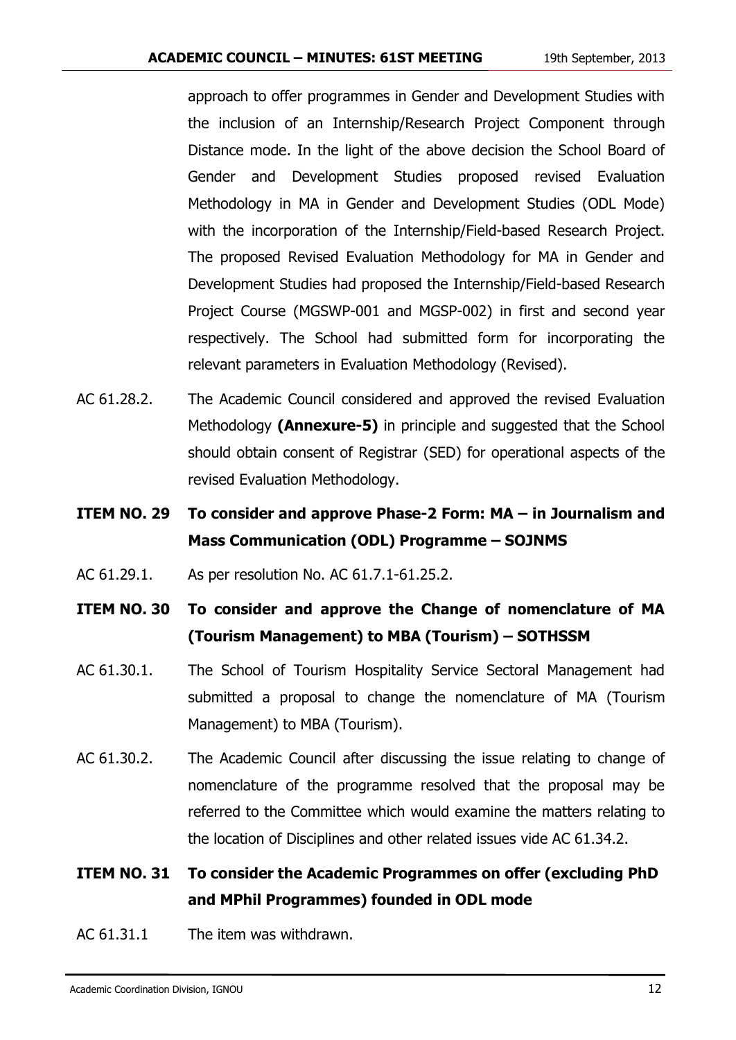approach to offer programmes in Gender and Development Studies with the inclusion of an Internship/Research Project Component through Distance mode. In the light of the above decision the School Board of Gender and Development Studies proposed revised Evaluation Methodology in MA in Gender and Development Studies (ODL Mode) with the incorporation of the Internship/Field-based Research Project. The proposed Revised Evaluation Methodology for MA in Gender and Development Studies had proposed the Internship/Field-based Research Project Course (MGSWP-001 and MGSP-002) in first and second year respectively. The School had submitted form for incorporating the relevant parameters in Evaluation Methodology (Revised).

AC 61.28.2. The Academic Council considered and approved the revised Evaluation Methodology **(Annexure-5)** in principle and suggested that the School should obtain consent of Registrar (SED) for operational aspects of the revised Evaluation Methodology.

**ITEM NO. 29 To consider and approve Phase-2 Form: MA – in Journalism and Mass Communication (ODL) Programme – SOJNMS**

AC 61.29.1. As per resolution No. AC 61.7.1-61.25.2.

**ITEM NO. 30 To consider and approve the Change of nomenclature of MA (Tourism Management) to MBA (Tourism) – SOTHSSM**

AC 61.30.1. The School of Tourism Hospitality Service Sectoral Management had submitted a proposal to change the nomenclature of MA (Tourism Management) to MBA (Tourism).

AC 61.30.2. The Academic Council after discussing the issue relating to change of nomenclature of the programme resolved that the proposal may be referred to the Committee which would examine the matters relating to the location of Disciplines and other related issues vide AC 61.34.2.

**ITEM NO. 31 To consider the Academic Programmes on offer (excluding PhD and MPhil Programmes) founded in ODL mode**

AC 61.31.1 The item was withdrawn.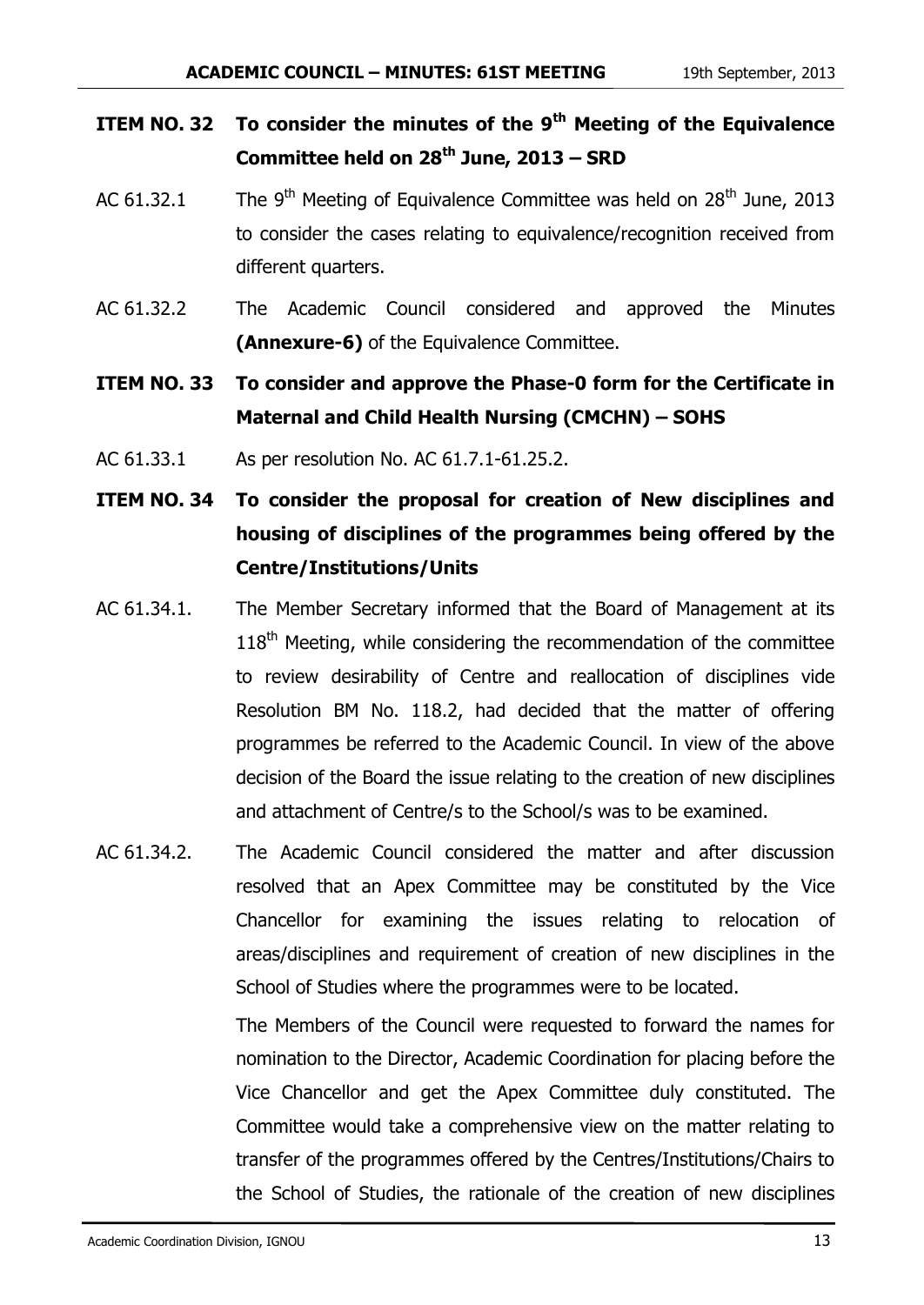**ITEM NO. 32 To consider the minutes of the 9th Meeting of the Equivalence Committee held on 28th June, 2013 – SRD**

AC 61.32.1 The 9th Meeting of Equivalence Committee was held on 28th June, 2013 to consider the cases relating to equivalence/recognition received from different quarters.

AC 61.32.2 The Academic Council considered and approved the Minutes **(Annexure-6)** of the Equivalence Committee.

**ITEM NO. 33 To consider and approve the Phase-0 form for the Certificate in Maternal and Child Health Nursing (CMCHN) – SOHS**

AC 61.33.1 As per resolution No. AC 61.7.1-61.25.2.

**ITEM NO. 34 To consider the proposal for creation of New disciplines and housing of disciplines of the programmes being offered by the Centre/Institutions/Units**

AC 61.34.1. The Member Secretary informed that the Board of Management at its 118th Meeting, while considering the recommendation of the committee to review desirability of Centre and reallocation of disciplines vide Resolution BM No. 118.2, had decided that the matter of offering programmes be referred to the Academic Council. In view of the above decision of the Board the issue relating to the creation of new disciplines and attachment of Centre/s to the School/s was to be examined.

AC 61.34.2. The Academic Council considered the matter and after discussion resolved that an Apex Committee may be constituted by the Vice Chancellor for examining the issues relating to relocation of areas/disciplines and requirement of creation of new disciplines in the School of Studies where the programmes were to be located.

The Members of the Council were requested to forward the names for nomination to the Director, Academic Coordination for placing before the Vice Chancellor and get the Apex Committee duly constituted. The Committee would take a comprehensive view on the matter relating to transfer of the programmes offered by the Centres/Institutions/Chairs to the School of Studies, the rationale of the creation of new disciplines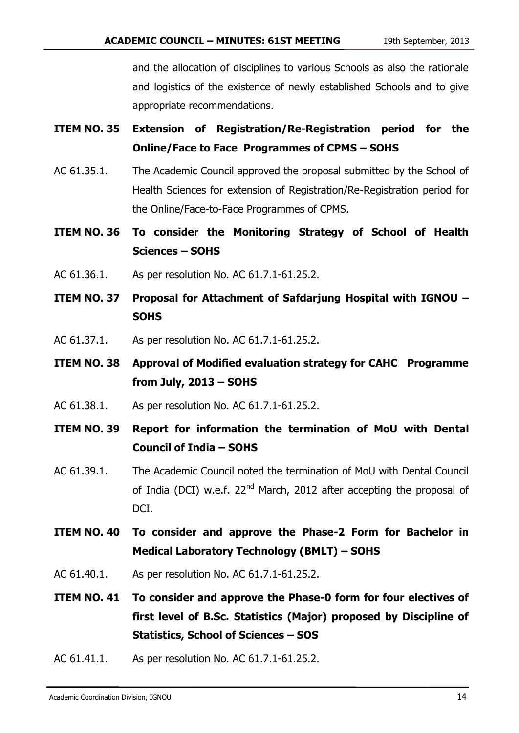and the allocation of disciplines to various Schools as also the rationale and logistics of the existence of newly established Schools and to give appropriate recommendations.

**ITEM NO. 35 Extension of Registration/Re-Registration period for the Online/Face to Face Programmes of CPMS – SOHS**

AC 61.35.1. The Academic Council approved the proposal submitted by the School of Health Sciences for extension of Registration/Re-Registration period for the Online/Face-to-Face Programmes of CPMS.

**ITEM NO. 36 To consider the Monitoring Strategy of School of Health Sciences – SOHS**

AC 61.36.1. As per resolution No. AC 61.7.1-61.25.2.

**ITEM NO. 37 Proposal for Attachment of Safdarjung Hospital with IGNOU – SOHS**

AC 61.37.1. As per resolution No. AC 61.7.1-61.25.2.

**ITEM NO. 38 Approval of Modified evaluation strategy for CAHC Programme from July, 2013 – SOHS**

AC 61.38.1. As per resolution No. AC 61.7.1-61.25.2.

**ITEM NO. 39 Report for information the termination of MoU with Dental Council of India – SOHS**

AC 61.39.1. The Academic Council noted the termination of MoU with Dental Council of India (DCI) w.e.f. 22nd March, 2012 after accepting the proposal of DCI.

**ITEM NO. 40 To consider and approve the Phase-2 Form for Bachelor in Medical Laboratory Technology (BMLT) – SOHS**

AC 61.40.1. As per resolution No. AC 61.7.1-61.25.2.

**ITEM NO. 41 To consider and approve the Phase-0 form for four electives of first level of B.Sc. Statistics (Major) proposed by Discipline of Statistics, School of Sciences – SOS**

AC 61.41.1. As per resolution No. AC 61.7.1-61.25.2.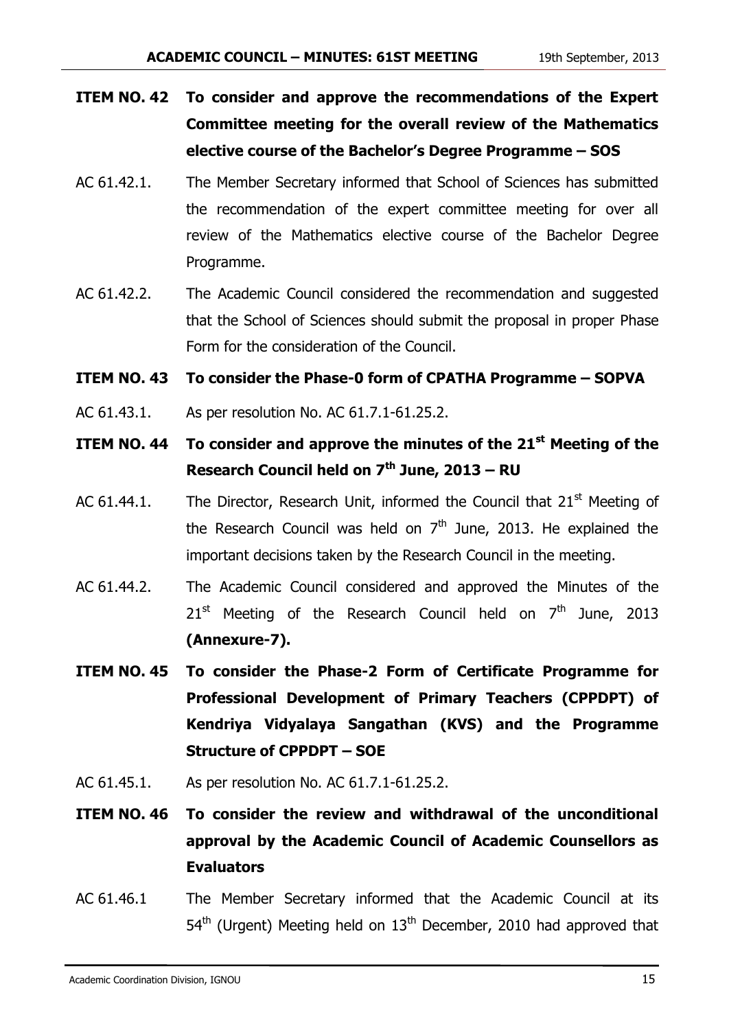**ITEM NO. 42 To consider and approve the recommendations of the Expert Committee meeting for the overall review of the Mathematics elective course of the Bachelor's Degree Programme – SOS**

AC 61.42.1. The Member Secretary informed that School of Sciences has submitted the recommendation of the expert committee meeting for over all review of the Mathematics elective course of the Bachelor Degree Programme.

AC 61.42.2. The Academic Council considered the recommendation and suggested that the School of Sciences should submit the proposal in proper Phase Form for the consideration of the Council.

**ITEM NO. 43 To consider the Phase-0 form of CPATHA Programme – SOPVA**

AC 61.43.1. As per resolution No. AC 61.7.1-61.25.2.

**ITEM NO. 44 To consider and approve the minutes of the 21st Meeting of the Research Council held on 7th June, 2013 – RU**

AC 61.44.1. The Director, Research Unit, informed the Council that 21st Meeting of the Research Council was held on 7th June, 2013. He explained the important decisions taken by the Research Council in the meeting.

AC 61.44.2. The Academic Council considered and approved the Minutes of the 21st Meeting of the Research Council held on 7th June, 2013 **(Annexure-7).**

**ITEM NO. 45 To consider the Phase-2 Form of Certificate Programme for Professional Development of Primary Teachers (CPPDPT) of Kendriya Vidyalaya Sangathan (KVS) and the Programme Structure of CPPDPT – SOE**

AC 61.45.1. As per resolution No. AC 61.7.1-61.25.2.

**ITEM NO. 46 To consider the review and withdrawal of the unconditional approval by the Academic Council of Academic Counsellors as Evaluators**

AC 61.46.1 The Member Secretary informed that the Academic Council at its 54th (Urgent) Meeting held on 13th December, 2010 had approved that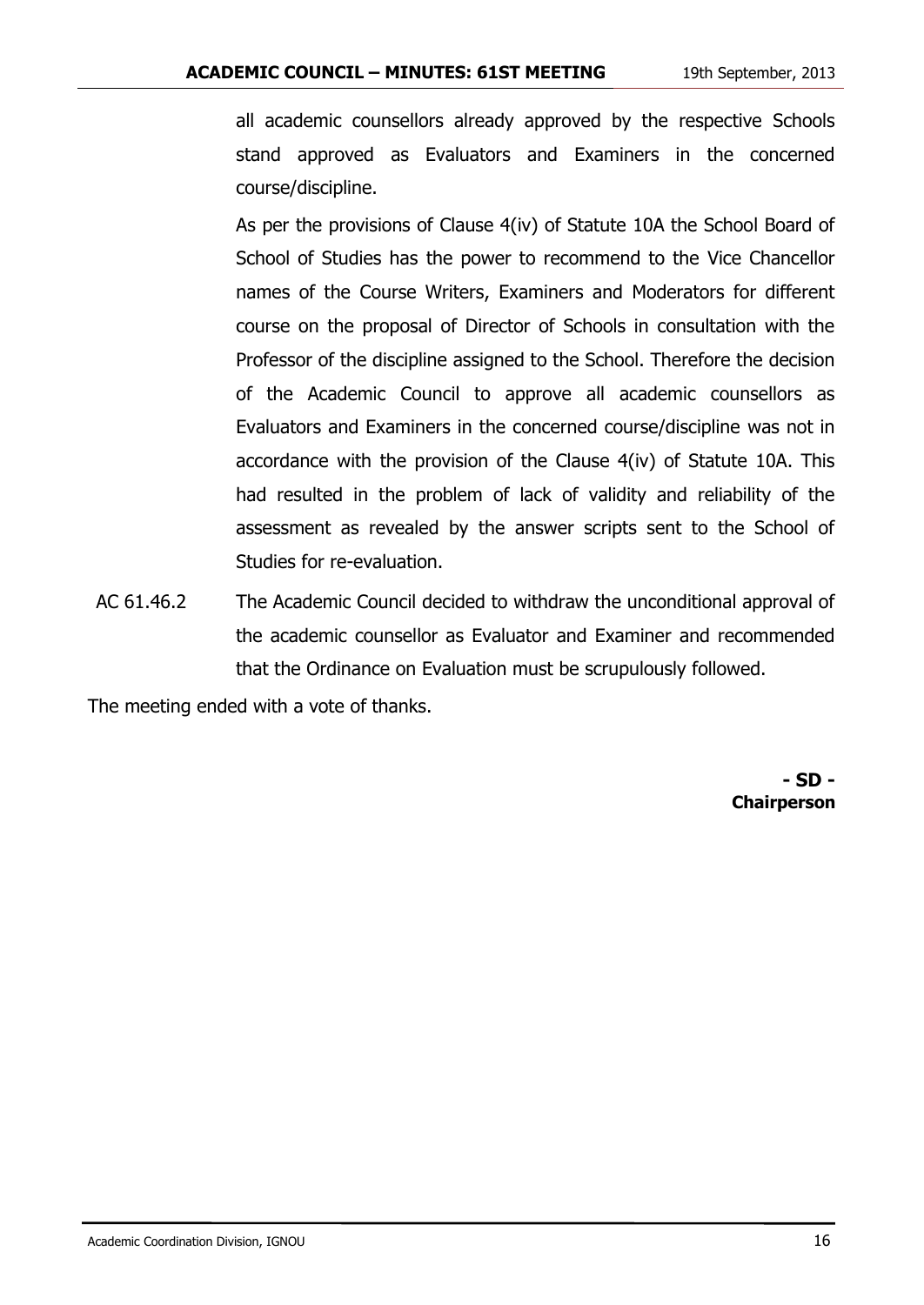all academic counsellors already approved by the respective Schools stand approved as Evaluators and Examiners in the concerned course/discipline.

As per the provisions of Clause 4(iv) of Statute 10A the School Board of School of Studies has the power to recommend to the Vice Chancellor names of the Course Writers, Examiners and Moderators for different course on the proposal of Director of Schools in consultation with the Professor of the discipline assigned to the School. Therefore the decision of the Academic Council to approve all academic counsellors as Evaluators and Examiners in the concerned course/discipline was not in accordance with the provision of the Clause 4(iv) of Statute 10A. This had resulted in the problem of lack of validity and reliability of the assessment as revealed by the answer scripts sent to the School of Studies for re-evaluation.

AC 61.46.2 The Academic Council decided to withdraw the unconditional approval of the academic counsellor as Evaluator and Examiner and recommended that the Ordinance on Evaluation must be scrupulously followed.

The meeting ended with a vote of thanks.

**- SD -**
**Chairperson**